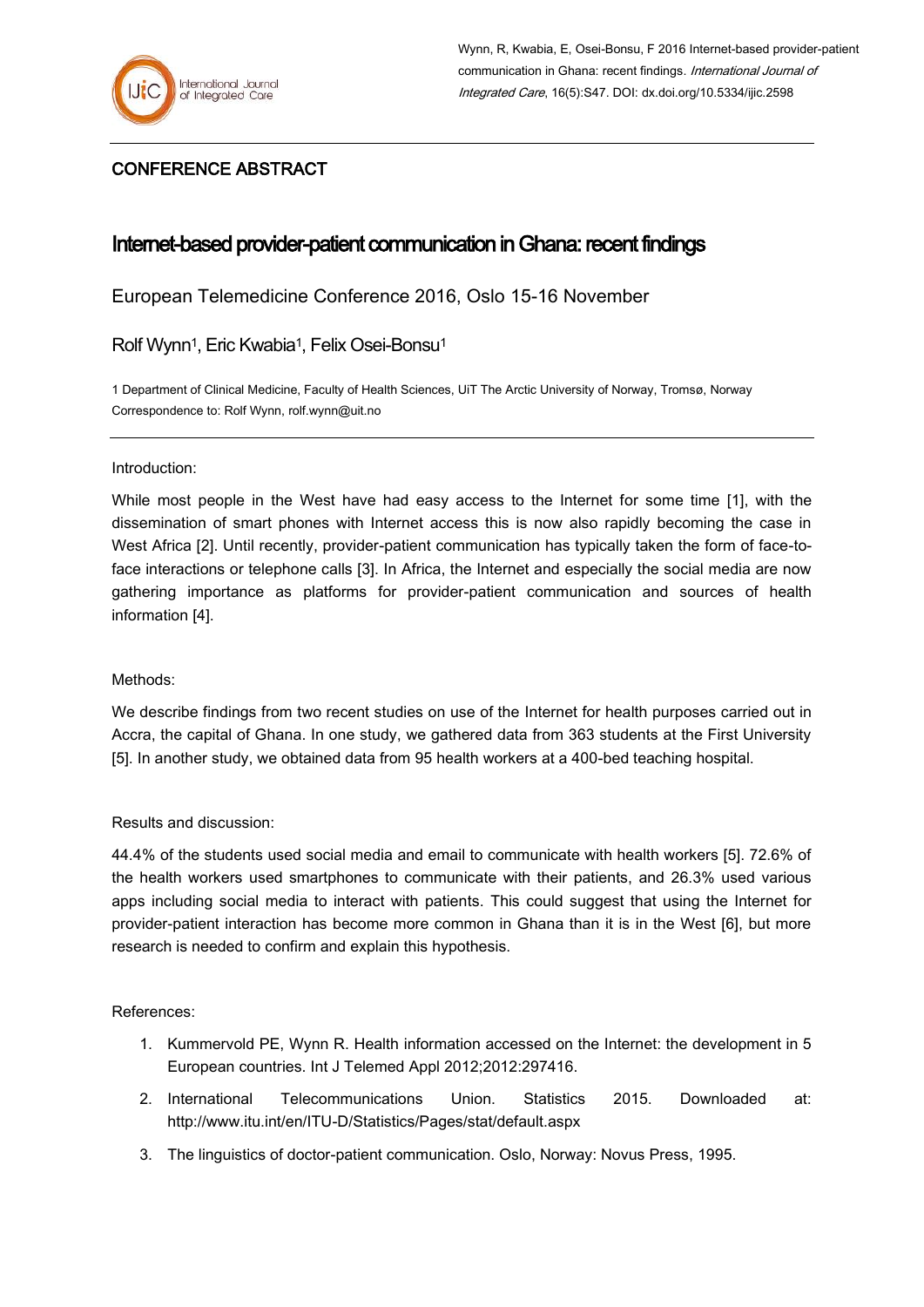Wynn, R, Kwabia, E, Osei-Bonsu, F 2016 Internet-based provider-patient communication in Ghana: recent findings. *International Journal of Integrated Care*, 16(5):S47. DOI: dx.doi.org/10.5334/ijic.2598

## CONFERENCE ABSTRACT

# Internet-based provider-patient communication in Ghana: recent findings

European Telemedicine Conference 2016, Oslo 15-16 November

Rolf Wynn[1], Eric Kwabia[1], Felix Osei-Bonsu[1]

1 Department of Clinical Medicine, Faculty of Health Sciences, UiT The Arctic University of Norway, Tromsø, Norway
Correspondence to: Rolf Wynn, rolf.wynn@uit.no

Introduction:

While most people in the West have had easy access to the Internet for some time [1], with the dissemination of smart phones with Internet access this is now also rapidly becoming the case in West Africa [2]. Until recently, provider-patient communication has typically taken the form of face-to-face interactions or telephone calls [3]. In Africa, the Internet and especially the social media are now gathering importance as platforms for provider-patient communication and sources of health information [4].

Methods:

We describe findings from two recent studies on use of the Internet for health purposes carried out in Accra, the capital of Ghana. In one study, we gathered data from 363 students at the First University [5]. In another study, we obtained data from 95 health workers at a 400-bed teaching hospital.

Results and discussion:

44.4% of the students used social media and email to communicate with health workers [5]. 72.6% of the health workers used smartphones to communicate with their patients, and 26.3% used various apps including social media to interact with patients. This could suggest that using the Internet for provider-patient interaction has become more common in Ghana than it is in the West [6], but more research is needed to confirm and explain this hypothesis.

References:

1. Kummervold PE, Wynn R. Health information accessed on the Internet: the development in 5 European countries. Int J Telemed Appl 2012;2012:297416.
2. International Telecommunications Union. Statistics 2015. Downloaded at: http://www.itu.int/en/ITU-D/Statistics/Pages/stat/default.aspx
3. The linguistics of doctor-patient communication. Oslo, Norway: Novus Press, 1995.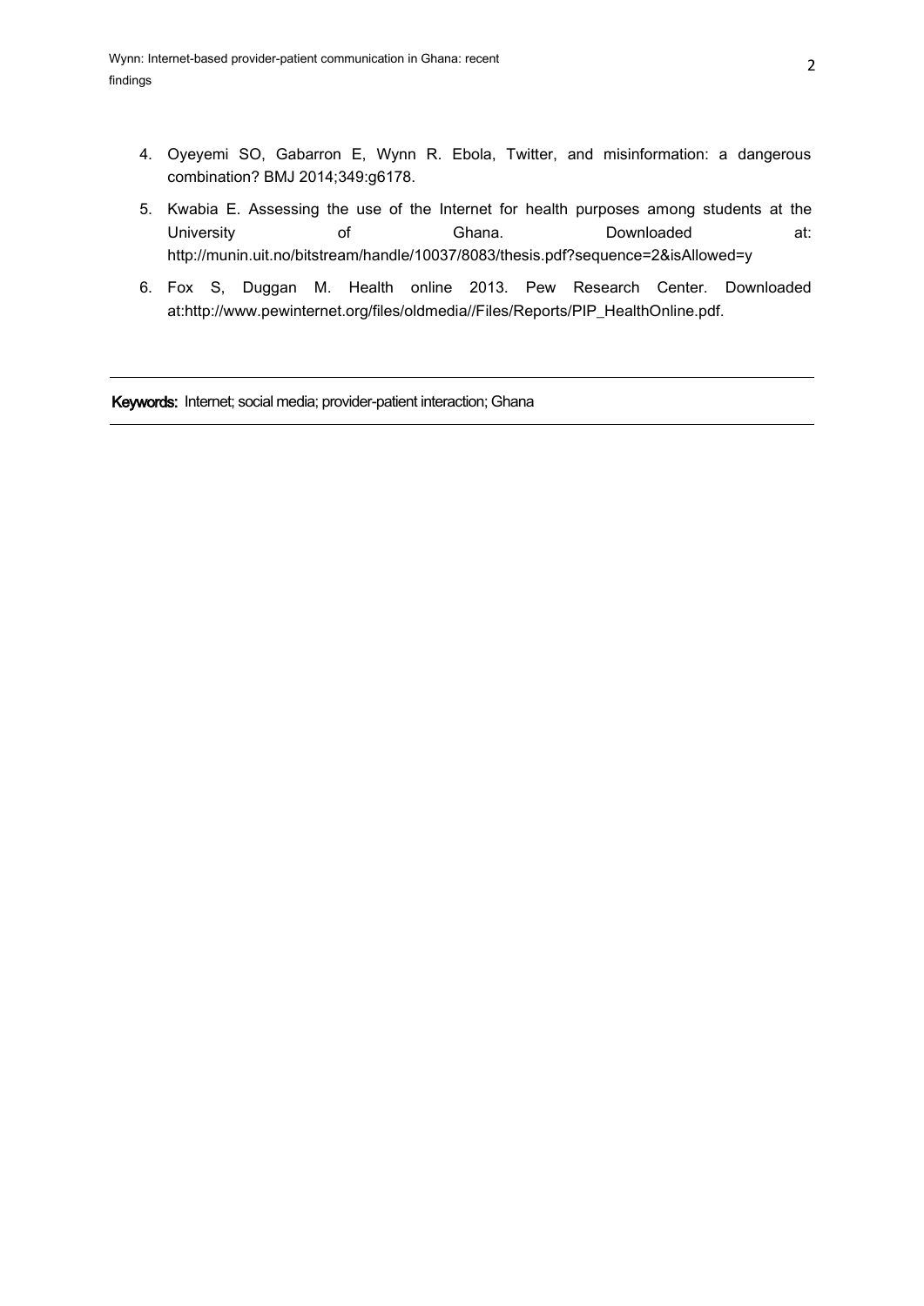4. Oyeyemi SO, Gabarron E, Wynn R. Ebola, Twitter, and misinformation: a dangerous combination? BMJ 2014;349:g6178.
5. Kwabia E. Assessing the use of the Internet for health purposes among students at the University of Ghana. Downloaded at: http://munin.uit.no/bitstream/handle/10037/8083/thesis.pdf?sequence=2&isAllowed=y
6. Fox S, Duggan M. Health online 2013. Pew Research Center. Downloaded at:http://www.pewinternet.org/files/oldmedia//Files/Reports/PIP_HealthOnline.pdf.

---

**Keywords:** Internet; social media; provider-patient interaction; Ghana

---